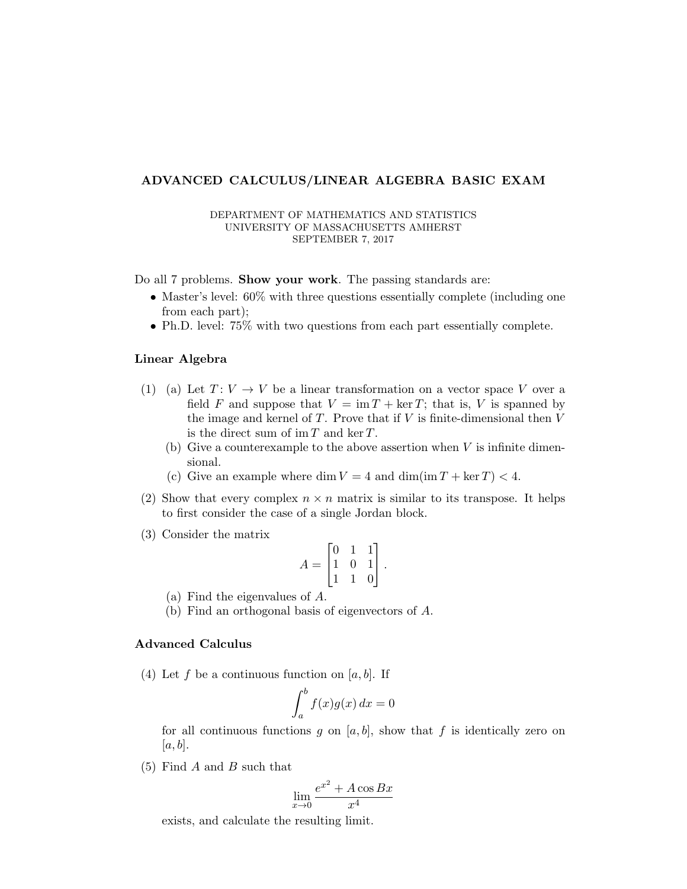# ADVANCED CALCULUS/LINEAR ALGEBRA BASIC EXAM

DEPARTMENT OF MATHEMATICS AND STATISTICS
UNIVERSITY OF MASSACHUSETTS AMHERST
SEPTEMBER 7, 2017

Do all 7 problems. **Show your work**. The passing standards are:

- Master's level: 60% with three questions essentially complete (including one from each part);
- Ph.D. level: 75% with two questions from each part essentially complete.

## Linear Algebra

(1) (a) Let $T : V \to V$ be a linear transformation on a vector space $V$ over a field $F$ and suppose that $V = \operatorname{im} T + \ker T$; that is, $V$ is spanned by the image and kernel of $T$. Prove that if $V$ is finite-dimensional then $V$ is the direct sum of $\operatorname{im} T$ and $\ker T$.

(b) Give a counterexample to the above assertion when $V$ is infinite dimensional.

(c) Give an example where $\dim V = 4$ and $\dim(\operatorname{im} T + \ker T) < 4$.

(2) Show that every complex $n \times n$ matrix is similar to its transpose. It helps to first consider the case of a single Jordan block.

(3) Consider the matrix

$$A = \begin{bmatrix} 0 & 1 & 1 \\ 1 & 0 & 1 \\ 1 & 1 & 0 \end{bmatrix}.$$

(a) Find the eigenvalues of $A$.

(b) Find an orthogonal basis of eigenvectors of $A$.

## Advanced Calculus

(4) Let $f$ be a continuous function on $[a, b]$. If

$$\int_a^b f(x)g(x)\,dx = 0$$

for all continuous functions $g$ on $[a, b]$, show that $f$ is identically zero on $[a, b]$.

(5) Find $A$ and $B$ such that

$$\lim_{x \to 0} \frac{e^{x^2} + A \cos Bx}{x^4}$$

exists, and calculate the resulting limit.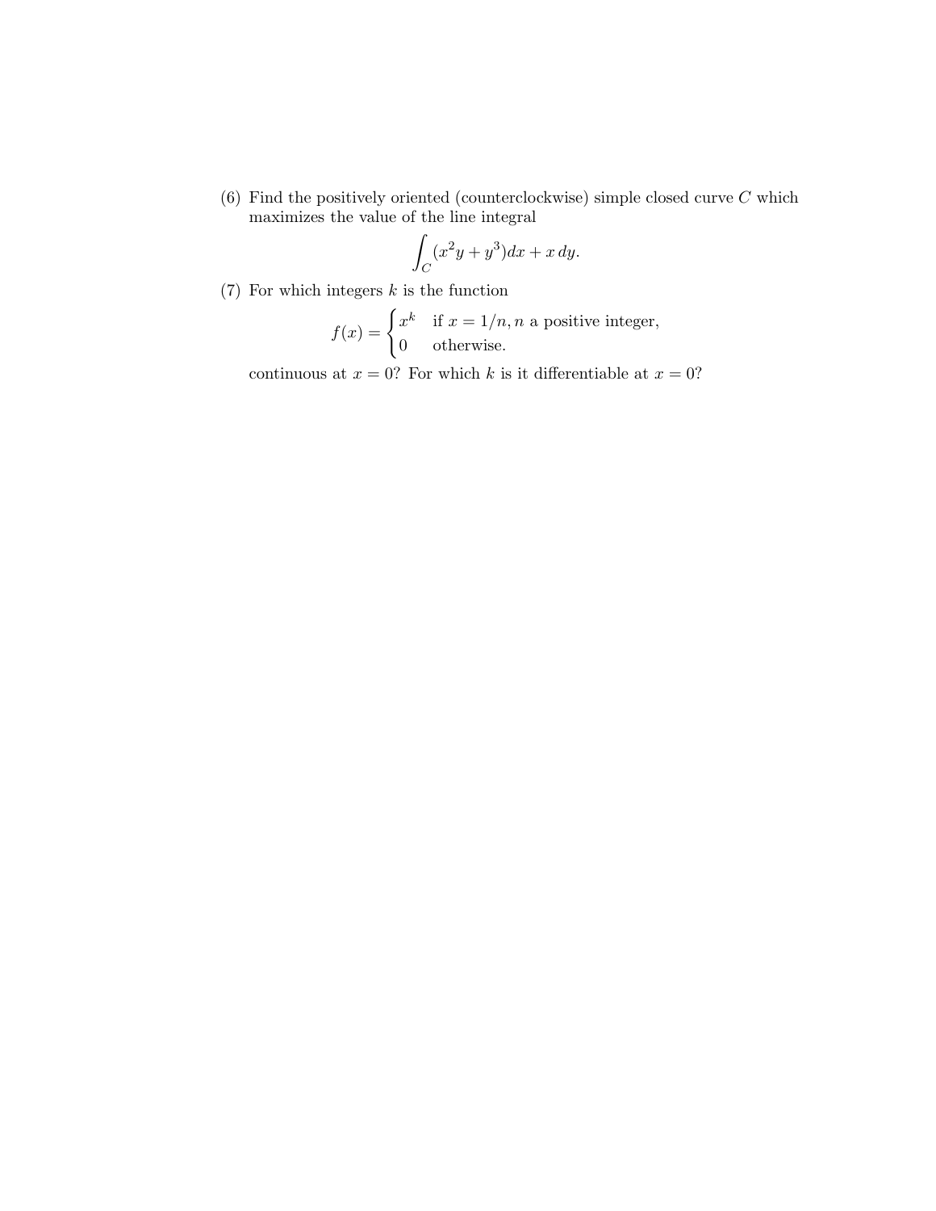(6) Find the positively oriented (counterclockwise) simple closed curve $C$ which maximizes the value of the line integral

$$\int_C (x^2 y + y^3) dx + x\, dy.$$

(7) For which integers $k$ is the function

$$f(x) = \begin{cases} x^k & \text{if } x = 1/n, n \text{ a positive integer,} \\ 0 & \text{otherwise.} \end{cases}$$

continuous at $x = 0$? For which $k$ is it differentiable at $x = 0$?